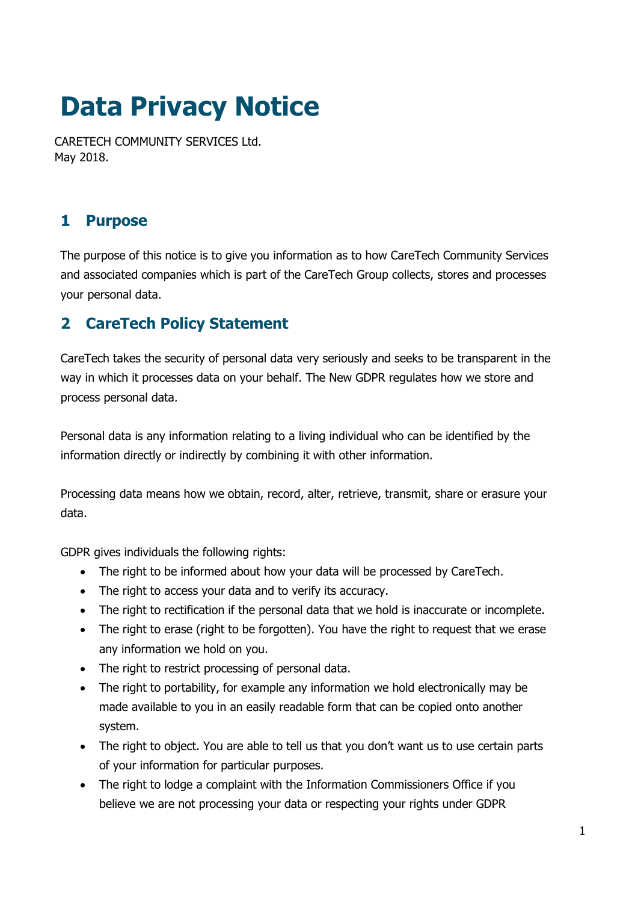# Data Privacy Notice

CARETECH COMMUNITY SERVICES Ltd.
May 2018.

## 1 Purpose

The purpose of this notice is to give you information as to how CareTech Community Services and associated companies which is part of the CareTech Group collects, stores and processes your personal data.

## 2 CareTech Policy Statement

CareTech takes the security of personal data very seriously and seeks to be transparent in the way in which it processes data on your behalf. The New GDPR regulates how we store and process personal data.

Personal data is any information relating to a living individual who can be identified by the information directly or indirectly by combining it with other information.

Processing data means how we obtain, record, alter, retrieve, transmit, share or erasure your data.

GDPR gives individuals the following rights:

- The right to be informed about how your data will be processed by CareTech.
- The right to access your data and to verify its accuracy.
- The right to rectification if the personal data that we hold is inaccurate or incomplete.
- The right to erase (right to be forgotten). You have the right to request that we erase any information we hold on you.
- The right to restrict processing of personal data.
- The right to portability, for example any information we hold electronically may be made available to you in an easily readable form that can be copied onto another system.
- The right to object. You are able to tell us that you don't want us to use certain parts of your information for particular purposes.
- The right to lodge a complaint with the Information Commissioners Office if you believe we are not processing your data or respecting your rights under GDPR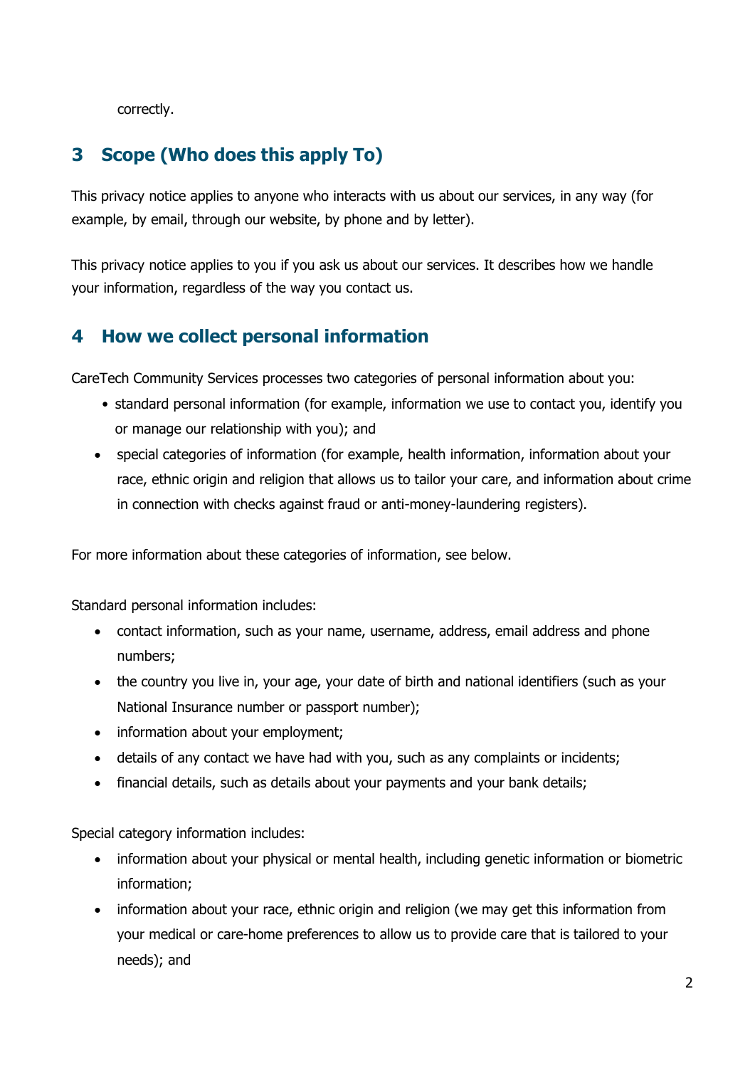correctly.

## 3 Scope (Who does this apply To)

This privacy notice applies to anyone who interacts with us about our services, in any way (for example, by email, through our website, by phone and by letter).

This privacy notice applies to you if you ask us about our services. It describes how we handle your information, regardless of the way you contact us.

## 4 How we collect personal information

CareTech Community Services processes two categories of personal information about you:

- standard personal information (for example, information we use to contact you, identify you or manage our relationship with you); and
- special categories of information (for example, health information, information about your race, ethnic origin and religion that allows us to tailor your care, and information about crime in connection with checks against fraud or anti-money-laundering registers).

For more information about these categories of information, see below.

Standard personal information includes:

- contact information, such as your name, username, address, email address and phone numbers;
- the country you live in, your age, your date of birth and national identifiers (such as your National Insurance number or passport number);
- information about your employment;
- details of any contact we have had with you, such as any complaints or incidents;
- financial details, such as details about your payments and your bank details;

Special category information includes:

- information about your physical or mental health, including genetic information or biometric information;
- information about your race, ethnic origin and religion (we may get this information from your medical or care-home preferences to allow us to provide care that is tailored to your needs); and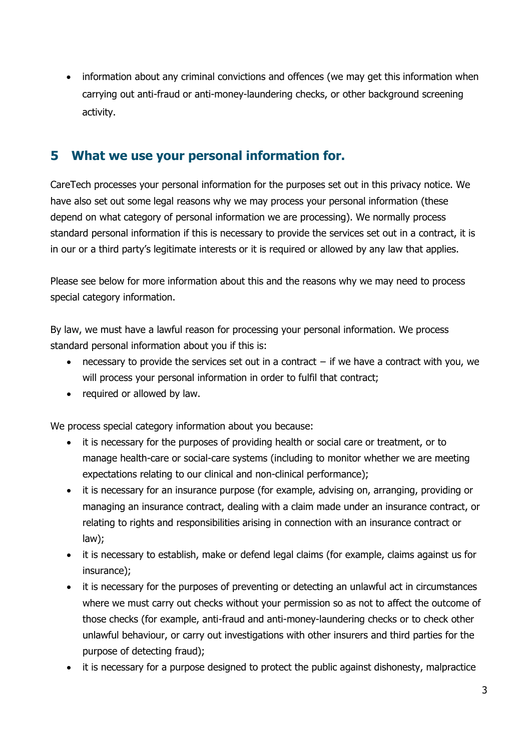- information about any criminal convictions and offences (we may get this information when carrying out anti-fraud or anti-money-laundering checks, or other background screening activity.

## 5 What we use your personal information for.

CareTech processes your personal information for the purposes set out in this privacy notice. We have also set out some legal reasons why we may process your personal information (these depend on what category of personal information we are processing). We normally process standard personal information if this is necessary to provide the services set out in a contract, it is in our or a third party's legitimate interests or it is required or allowed by any law that applies.

Please see below for more information about this and the reasons why we may need to process special category information.

By law, we must have a lawful reason for processing your personal information. We process standard personal information about you if this is:

- necessary to provide the services set out in a contract – if we have a contract with you, we will process your personal information in order to fulfil that contract;
- required or allowed by law.

We process special category information about you because:

- it is necessary for the purposes of providing health or social care or treatment, or to manage health-care or social-care systems (including to monitor whether we are meeting expectations relating to our clinical and non-clinical performance);
- it is necessary for an insurance purpose (for example, advising on, arranging, providing or managing an insurance contract, dealing with a claim made under an insurance contract, or relating to rights and responsibilities arising in connection with an insurance contract or law);
- it is necessary to establish, make or defend legal claims (for example, claims against us for insurance);
- it is necessary for the purposes of preventing or detecting an unlawful act in circumstances where we must carry out checks without your permission so as not to affect the outcome of those checks (for example, anti-fraud and anti-money-laundering checks or to check other unlawful behaviour, or carry out investigations with other insurers and third parties for the purpose of detecting fraud);
- it is necessary for a purpose designed to protect the public against dishonesty, malpractice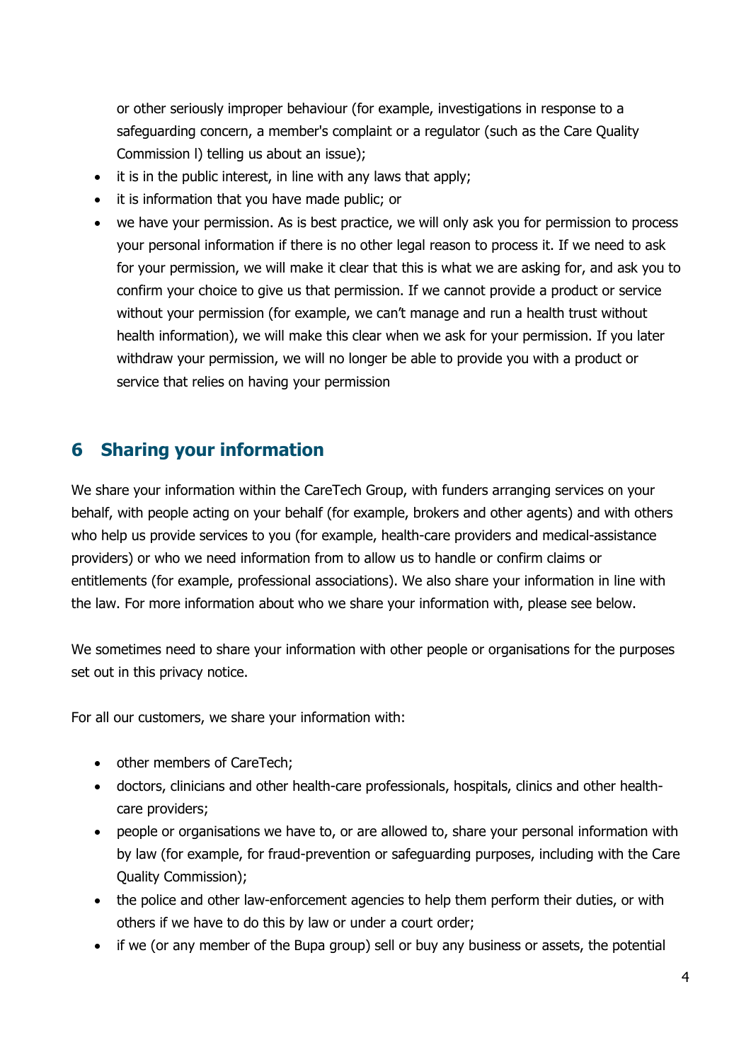or other seriously improper behaviour (for example, investigations in response to a safeguarding concern, a member's complaint or a regulator (such as the Care Quality Commission l) telling us about an issue);

- it is in the public interest, in line with any laws that apply;
- it is information that you have made public; or
- we have your permission. As is best practice, we will only ask you for permission to process your personal information if there is no other legal reason to process it. If we need to ask for your permission, we will make it clear that this is what we are asking for, and ask you to confirm your choice to give us that permission. If we cannot provide a product or service without your permission (for example, we can't manage and run a health trust without health information), we will make this clear when we ask for your permission. If you later withdraw your permission, we will no longer be able to provide you with a product or service that relies on having your permission

## 6 Sharing your information

We share your information within the CareTech Group, with funders arranging services on your behalf, with people acting on your behalf (for example, brokers and other agents) and with others who help us provide services to you (for example, health-care providers and medical-assistance providers) or who we need information from to allow us to handle or confirm claims or entitlements (for example, professional associations). We also share your information in line with the law. For more information about who we share your information with, please see below.

We sometimes need to share your information with other people or organisations for the purposes set out in this privacy notice.

For all our customers, we share your information with:

- other members of CareTech;
- doctors, clinicians and other health-care professionals, hospitals, clinics and other health-care providers;
- people or organisations we have to, or are allowed to, share your personal information with by law (for example, for fraud-prevention or safeguarding purposes, including with the Care Quality Commission);
- the police and other law-enforcement agencies to help them perform their duties, or with others if we have to do this by law or under a court order;
- if we (or any member of the Bupa group) sell or buy any business or assets, the potential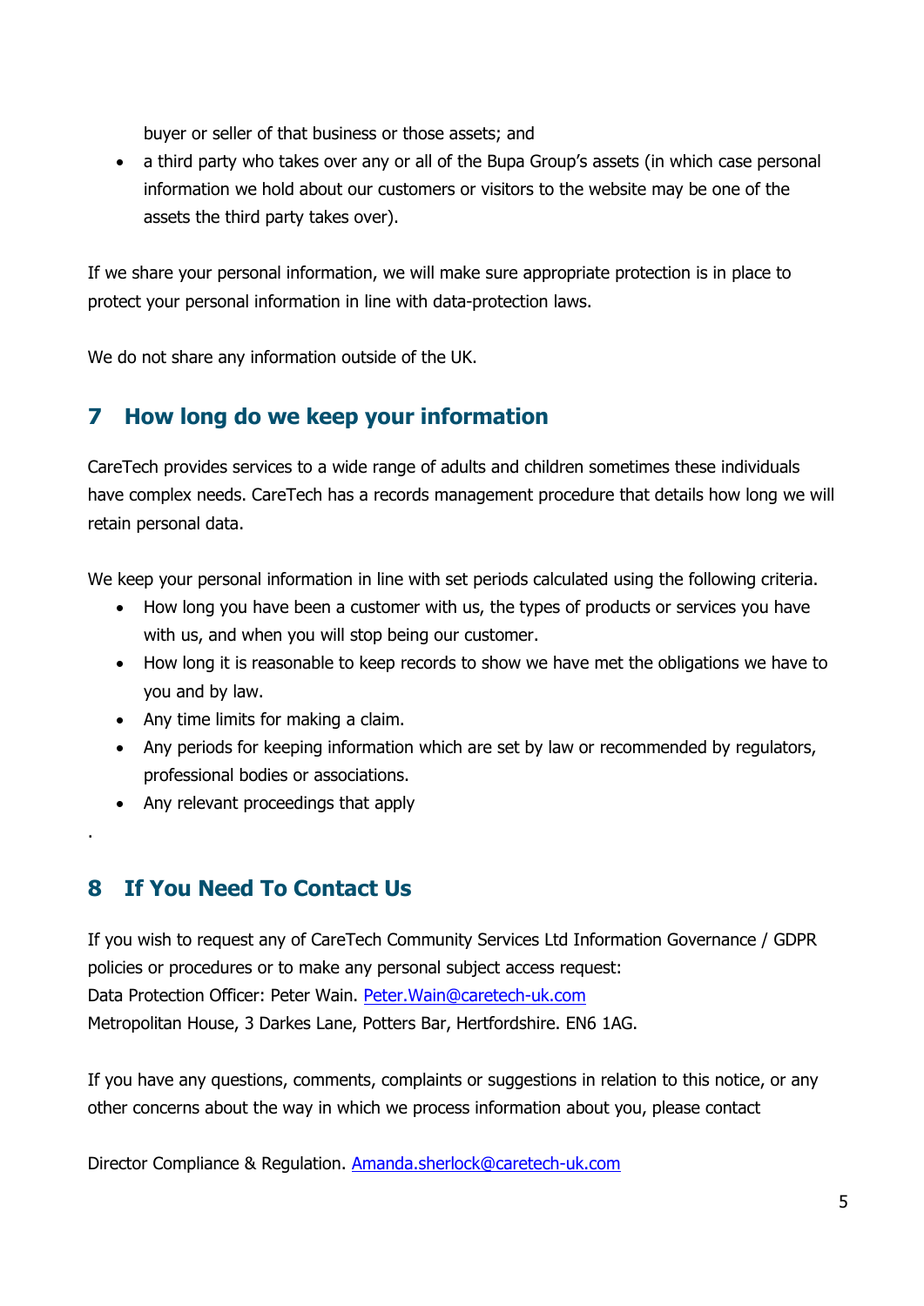buyer or seller of that business or those assets; and

- a third party who takes over any or all of the Bupa Group's assets (in which case personal information we hold about our customers or visitors to the website may be one of the assets the third party takes over).

If we share your personal information, we will make sure appropriate protection is in place to protect your personal information in line with data-protection laws.

We do not share any information outside of the UK.

## 7 How long do we keep your information

CareTech provides services to a wide range of adults and children sometimes these individuals have complex needs. CareTech has a records management procedure that details how long we will retain personal data.

We keep your personal information in line with set periods calculated using the following criteria.

- How long you have been a customer with us, the types of products or services you have with us, and when you will stop being our customer.
- How long it is reasonable to keep records to show we have met the obligations we have to you and by law.
- Any time limits for making a claim.
- Any periods for keeping information which are set by law or recommended by regulators, professional bodies or associations.
- Any relevant proceedings that apply

.

## 8 If You Need To Contact Us

If you wish to request any of CareTech Community Services Ltd Information Governance / GDPR policies or procedures or to make any personal subject access request:
Data Protection Officer: Peter Wain. Peter.Wain@caretech-uk.com
Metropolitan House, 3 Darkes Lane, Potters Bar, Hertfordshire. EN6 1AG.

If you have any questions, comments, complaints or suggestions in relation to this notice, or any other concerns about the way in which we process information about you, please contact

Director Compliance & Regulation. Amanda.sherlock@caretech-uk.com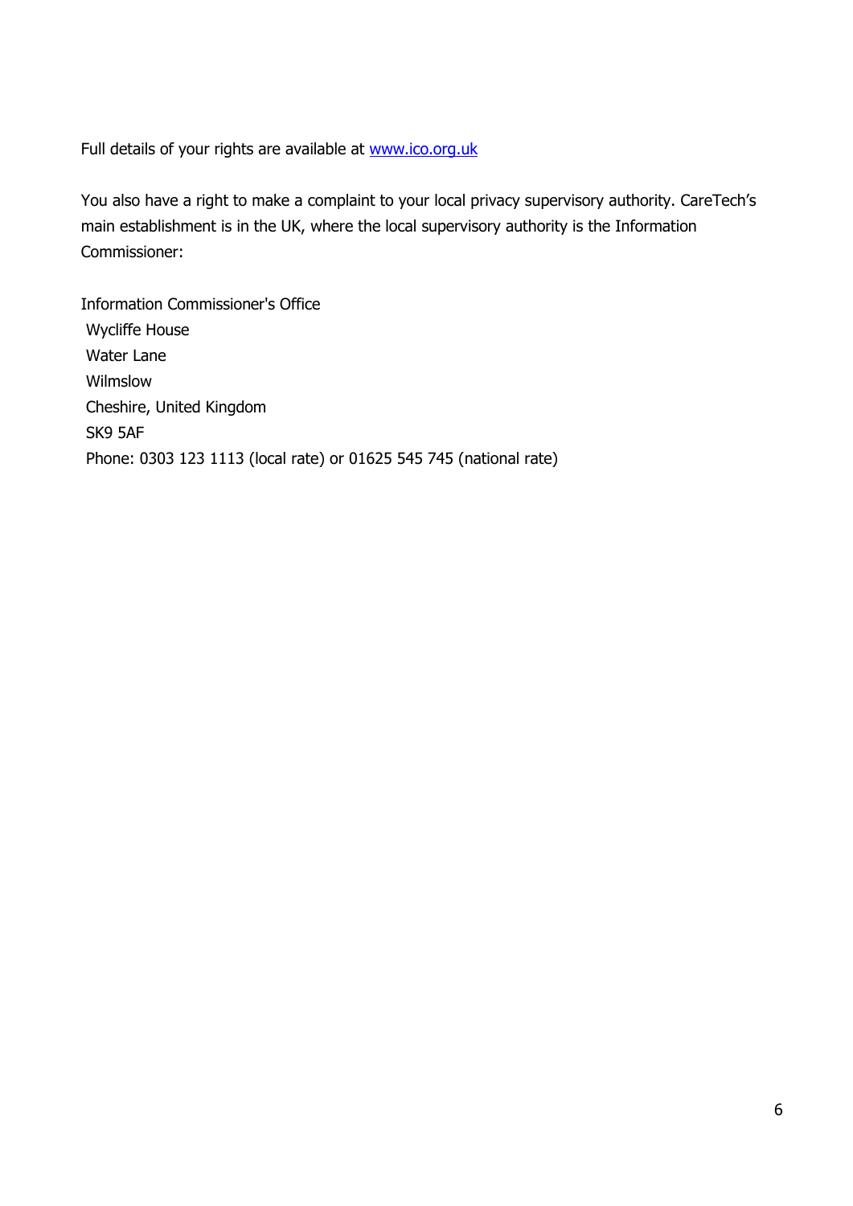Full details of your rights are available at [www.ico.org.uk](http://www.ico.org.uk)

You also have a right to make a complaint to your local privacy supervisory authority. CareTech's main establishment is in the UK, where the local supervisory authority is the Information Commissioner:

Information Commissioner's Office
Wycliffe House
Water Lane
Wilmslow
Cheshire, United Kingdom
SK9 5AF
Phone: 0303 123 1113 (local rate) or 01625 545 745 (national rate)